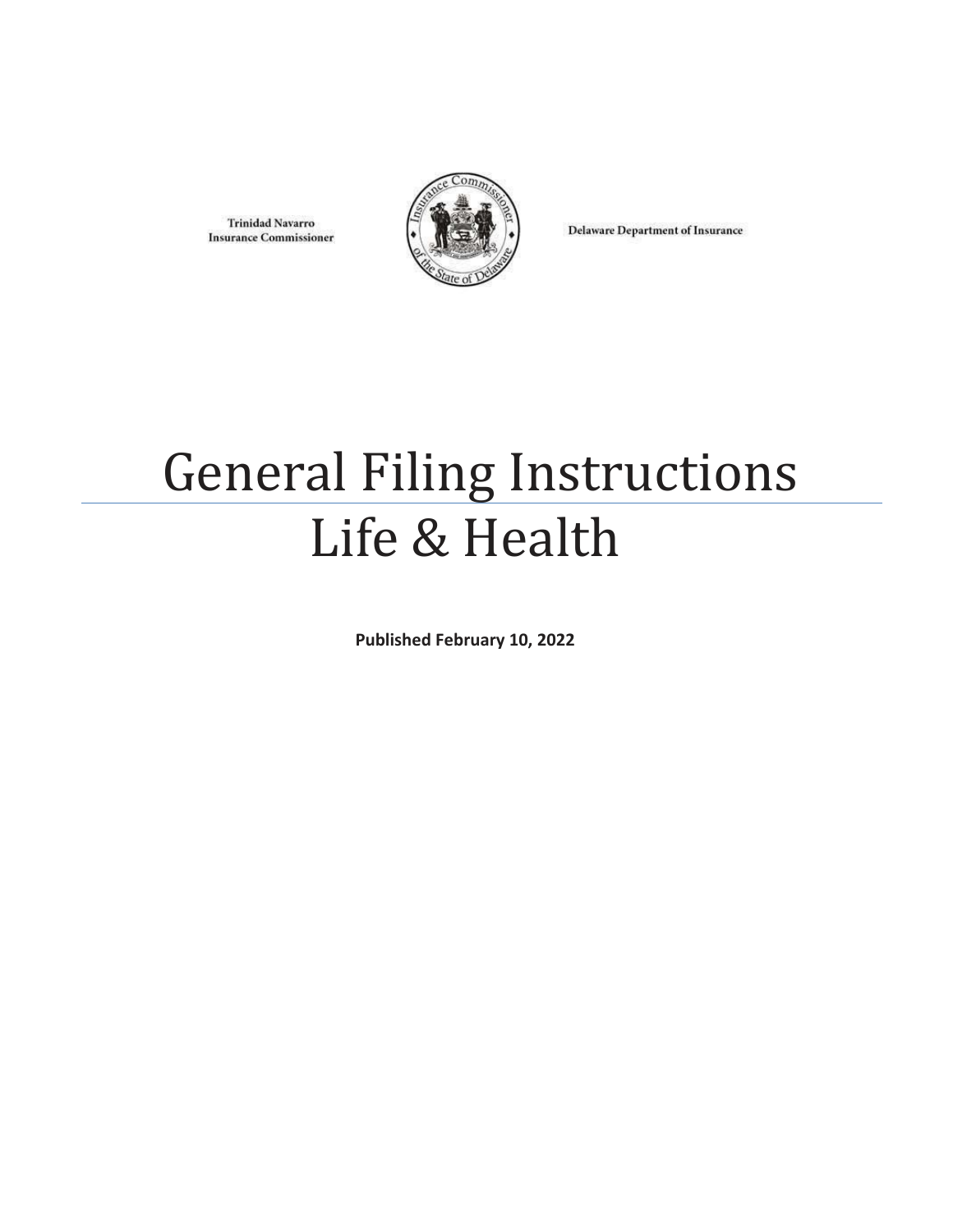Trinidad Navarro
Insurance Commissioner

Delaware Department of Insurance

# General Filing Instructions
# Life & Health

**Published February 10, 2022**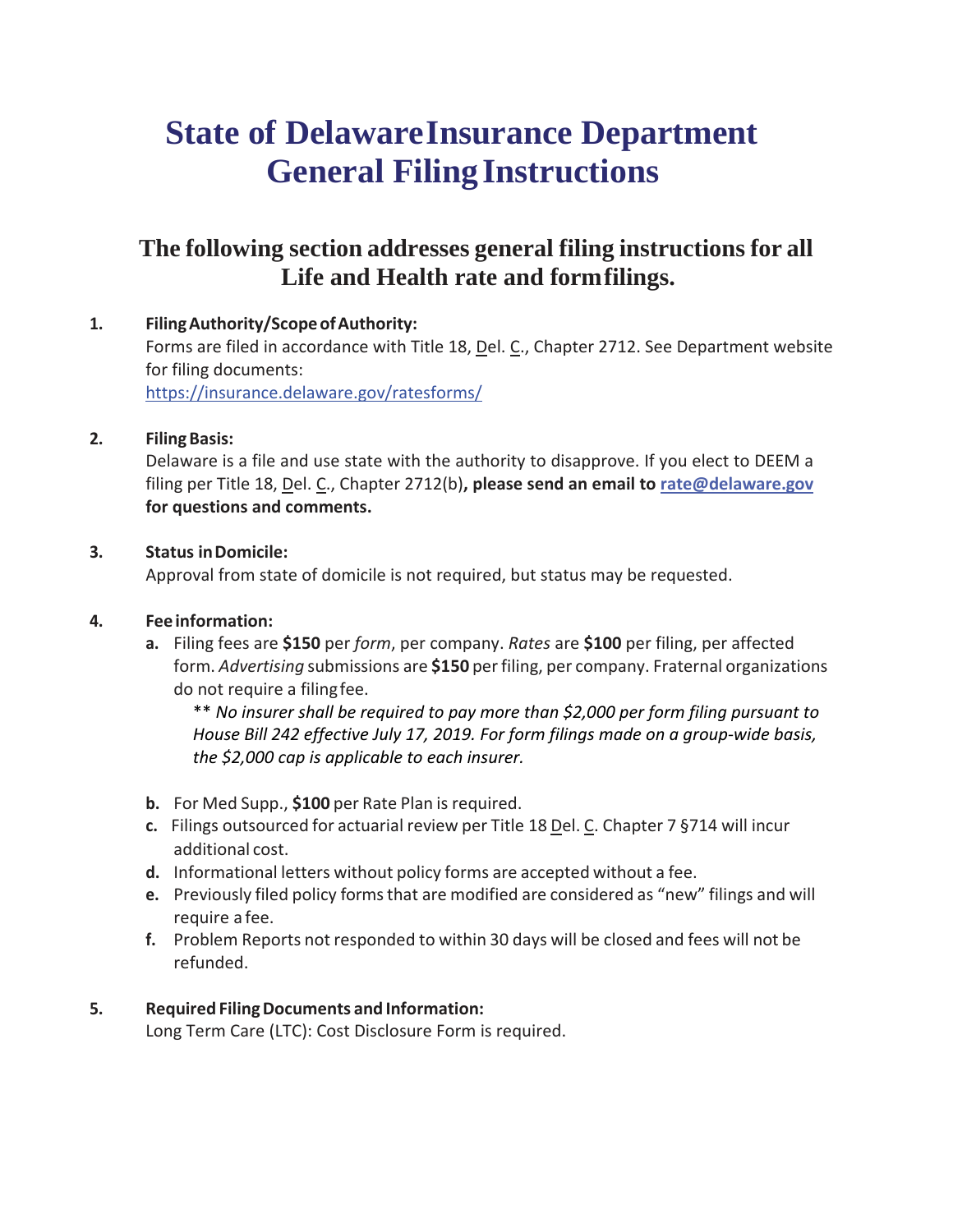# State of Delaware Insurance Department General Filing Instructions

## The following section addresses general filing instructions for all Life and Health rate and form filings.

**1. Filing Authority/Scope of Authority:**

Forms are filed in accordance with Title 18, Del. C., Chapter 2712. See Department website for filing documents:
https://insurance.delaware.gov/ratesforms/

**2. Filing Basis:**

Delaware is a file and use state with the authority to disapprove. If you elect to DEEM a filing per Title 18, Del. C., Chapter 2712(b)**, please send an email to rate@delaware.gov for questions and comments.**

**3. Status in Domicile:**

Approval from state of domicile is not required, but status may be requested.

**4. Fee information:**

- **a.** Filing fees are **$150** per *form*, per company. *Rates* are **$100** per filing, per affected form. *Advertising* submissions are **$150** per filing, per company. Fraternal organizations do not require a filing fee.

  ** *No insurer shall be required to pay more than $2,000 per form filing pursuant to House Bill 242 effective July 17, 2019. For form filings made on a group-wide basis, the $2,000 cap is applicable to each insurer.*

- **b.** For Med Supp., **$100** per Rate Plan is required.
- **c.** Filings outsourced for actuarial review per Title 18 Del. C. Chapter 7 §714 will incur additional cost.
- **d.** Informational letters without policy forms are accepted without a fee.
- **e.** Previously filed policy forms that are modified are considered as "new" filings and will require a fee.
- **f.** Problem Reports not responded to within 30 days will be closed and fees will not be refunded.

**5. Required Filing Documents and Information:**

Long Term Care (LTC): Cost Disclosure Form is required.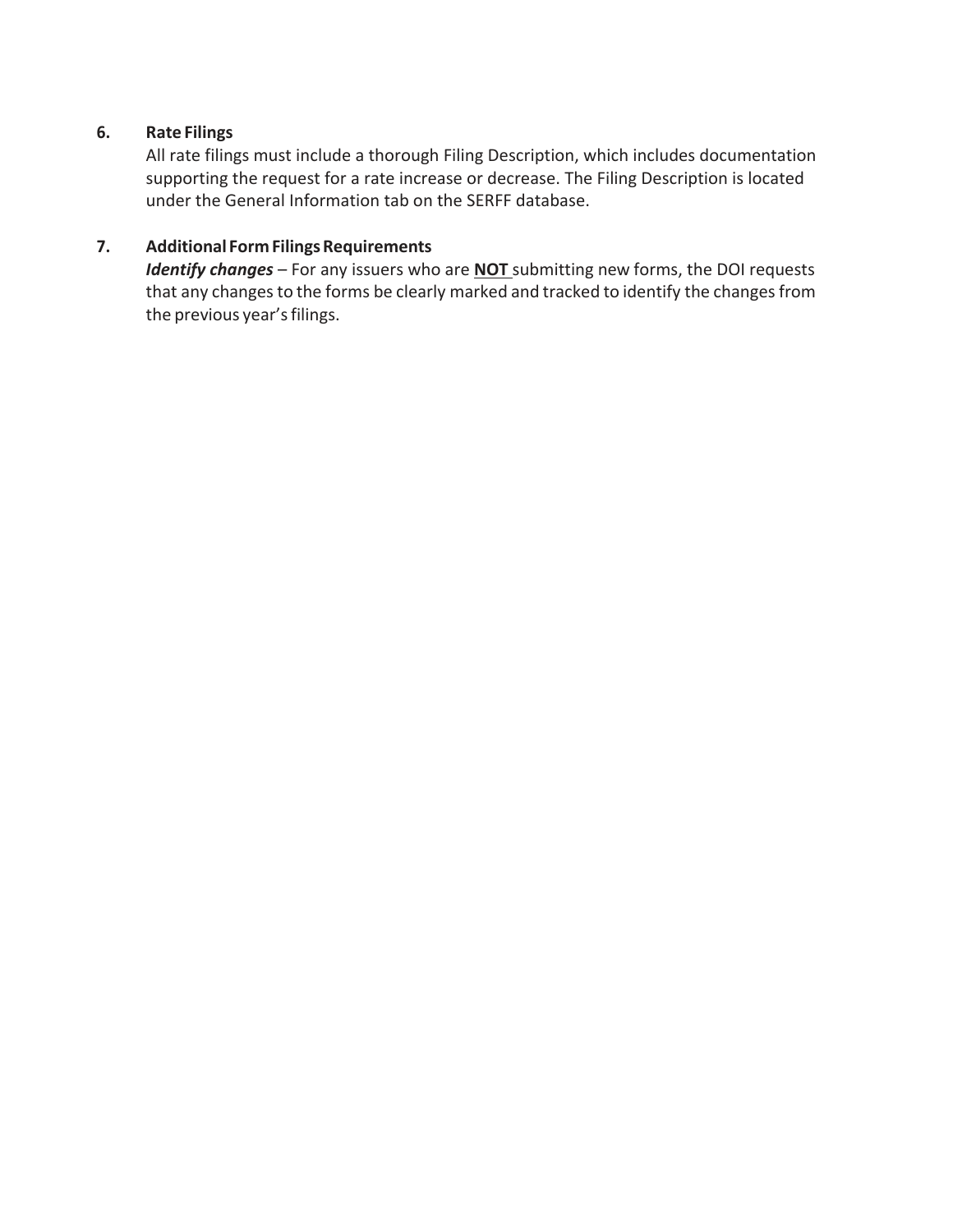6. **Rate Filings**

   All rate filings must include a thorough Filing Description, which includes documentation supporting the request for a rate increase or decrease. The Filing Description is located under the General Information tab on the SERFF database.

7. **Additional Form Filings Requirements**

   ***Identify changes*** – For any issuers who are **NOT** submitting new forms, the DOI requests that any changes to the forms be clearly marked and tracked to identify the changes from the previous year's filings.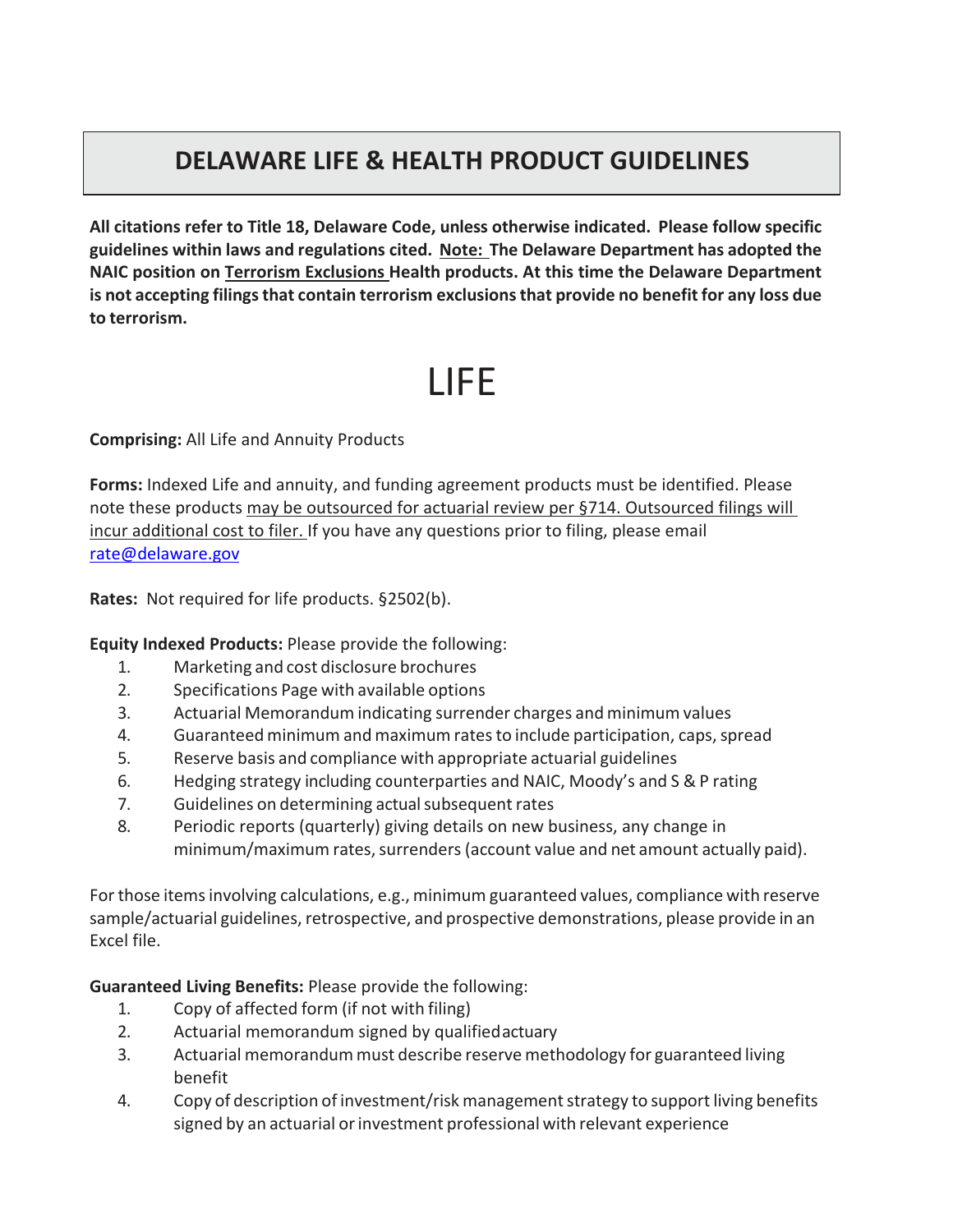# DELAWARE LIFE & HEALTH PRODUCT GUIDELINES

**All citations refer to Title 18, Delaware Code, unless otherwise indicated. Please follow specific guidelines within laws and regulations cited. Note: The Delaware Department has adopted the NAIC position on Terrorism Exclusions Health products. At this time the Delaware Department is not accepting filings that contain terrorism exclusions that provide no benefit for any loss due to terrorism.**

# LIFE

**Comprising:** All Life and Annuity Products

**Forms:** Indexed Life and annuity, and funding agreement products must be identified. Please note these products may be outsourced for actuarial review per §714. Outsourced filings will incur additional cost to filer. If you have any questions prior to filing, please email rate@delaware.gov

**Rates:** Not required for life products. §2502(b).

**Equity Indexed Products:** Please provide the following:

1. Marketing and cost disclosure brochures
2. Specifications Page with available options
3. Actuarial Memorandum indicating surrender charges and minimum values
4. Guaranteed minimum and maximum rates to include participation, caps, spread
5. Reserve basis and compliance with appropriate actuarial guidelines
6. Hedging strategy including counterparties and NAIC, Moody's and S & P rating
7. Guidelines on determining actual subsequent rates
8. Periodic reports (quarterly) giving details on new business, any change in minimum/maximum rates, surrenders (account value and net amount actually paid).

For those items involving calculations, e.g., minimum guaranteed values, compliance with reserve sample/actuarial guidelines, retrospective, and prospective demonstrations, please provide in an Excel file.

**Guaranteed Living Benefits:** Please provide the following:

1. Copy of affected form (if not with filing)
2. Actuarial memorandum signed by qualified actuary
3. Actuarial memorandum must describe reserve methodology for guaranteed living benefit
4. Copy of description of investment/risk management strategy to support living benefits signed by an actuarial or investment professional with relevant experience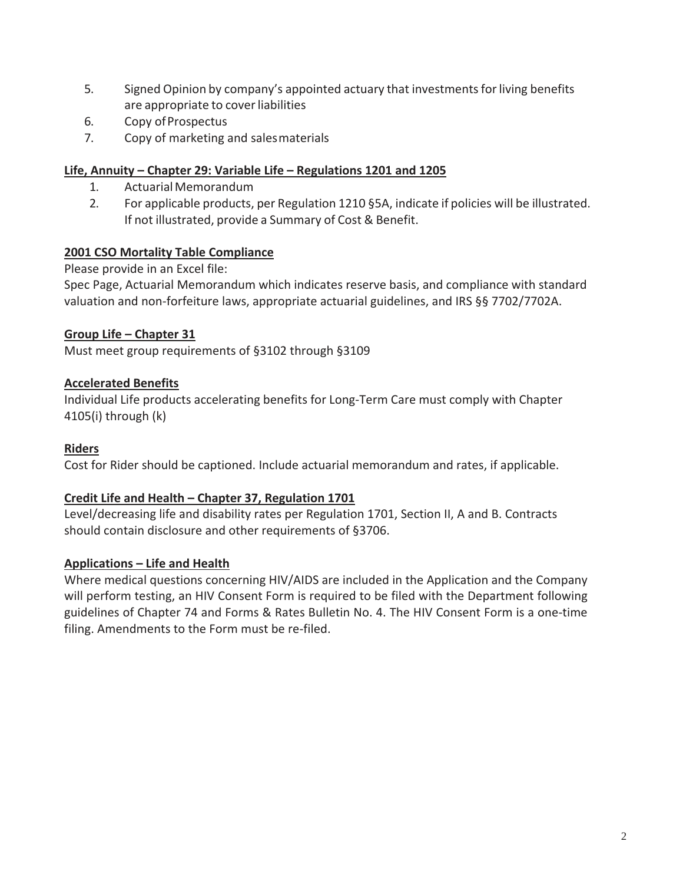5. Signed Opinion by company's appointed actuary that investments for living benefits are appropriate to cover liabilities
6. Copy of Prospectus
7. Copy of marketing and sales materials

**Life, Annuity – Chapter 29: Variable Life – Regulations 1201 and 1205**

1. Actuarial Memorandum
2. For applicable products, per Regulation 1210 §5A, indicate if policies will be illustrated. If not illustrated, provide a Summary of Cost & Benefit.

**2001 CSO Mortality Table Compliance**

Please provide in an Excel file:

Spec Page, Actuarial Memorandum which indicates reserve basis, and compliance with standard valuation and non-forfeiture laws, appropriate actuarial guidelines, and IRS §§ 7702/7702A.

**Group Life – Chapter 31**

Must meet group requirements of §3102 through §3109

**Accelerated Benefits**

Individual Life products accelerating benefits for Long-Term Care must comply with Chapter 4105(i) through (k)

**Riders**

Cost for Rider should be captioned. Include actuarial memorandum and rates, if applicable.

**Credit Life and Health – Chapter 37, Regulation 1701**

Level/decreasing life and disability rates per Regulation 1701, Section II, A and B. Contracts should contain disclosure and other requirements of §3706.

**Applications – Life and Health**

Where medical questions concerning HIV/AIDS are included in the Application and the Company will perform testing, an HIV Consent Form is required to be filed with the Department following guidelines of Chapter 74 and Forms & Rates Bulletin No. 4. The HIV Consent Form is a one-time filing. Amendments to the Form must be re-filed.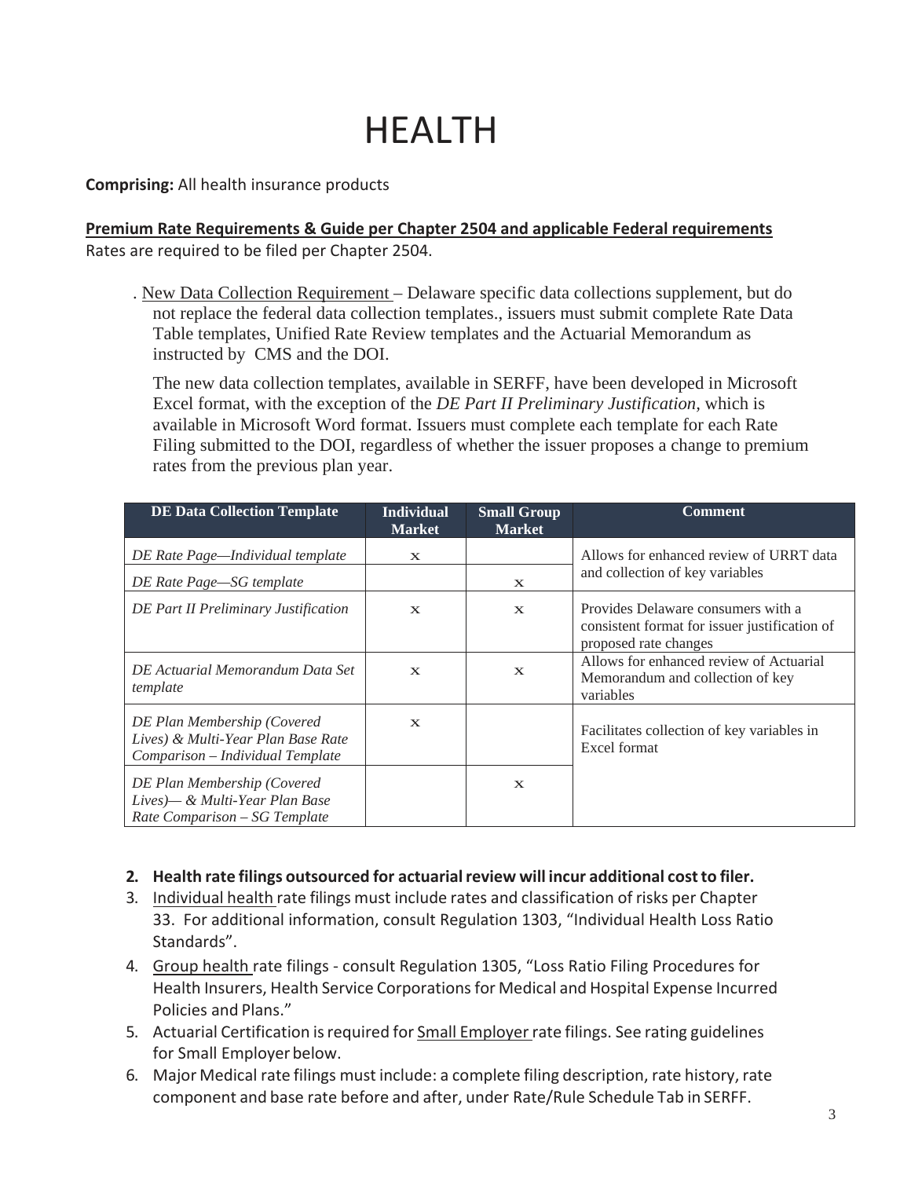# HEALTH

**Comprising:** All health insurance products

**Premium Rate Requirements & Guide per Chapter 2504 and applicable Federal requirements**

Rates are required to be filed per Chapter 2504.

. New Data Collection Requirement – Delaware specific data collections supplement, but do not replace the federal data collection templates., issuers must submit complete Rate Data Table templates, Unified Rate Review templates and the Actuarial Memorandum as instructed by CMS and the DOI.

The new data collection templates, available in SERFF, have been developed in Microsoft Excel format, with the exception of the *DE Part II Preliminary Justification,* which is available in Microsoft Word format. Issuers must complete each template for each Rate Filing submitted to the DOI, regardless of whether the issuer proposes a change to premium rates from the previous plan year.

| DE Data Collection Template | Individual Market | Small Group Market | Comment |
|---|---|---|---|
| *DE Rate Page—Individual template* | x | | Allows for enhanced review of URRT data and collection of key variables |
| *DE Rate Page—SG template* | | x | |
| *DE Part II Preliminary Justification* | x | x | Provides Delaware consumers with a consistent format for issuer justification of proposed rate changes |
| *DE Actuarial Memorandum Data Set template* | x | x | Allows for enhanced review of Actuarial Memorandum and collection of key variables |
| *DE Plan Membership (Covered Lives) & Multi-Year Plan Base Rate Comparison – Individual Template* | x | | Facilitates collection of key variables in Excel format |
| *DE Plan Membership (Covered Lives)— & Multi-Year Plan Base Rate Comparison – SG Template* | | x | |

2. **Health rate filings outsourced for actuarial review will incur additional cost to filer.**
3. Individual health rate filings must include rates and classification of risks per Chapter 33. For additional information, consult Regulation 1303, "Individual Health Loss Ratio Standards".
4. Group health rate filings - consult Regulation 1305, "Loss Ratio Filing Procedures for Health Insurers, Health Service Corporations for Medical and Hospital Expense Incurred Policies and Plans."
5. Actuarial Certification is required for Small Employer rate filings. See rating guidelines for Small Employer below.
6. Major Medical rate filings must include: a complete filing description, rate history, rate component and base rate before and after, under Rate/Rule Schedule Tab in SERFF.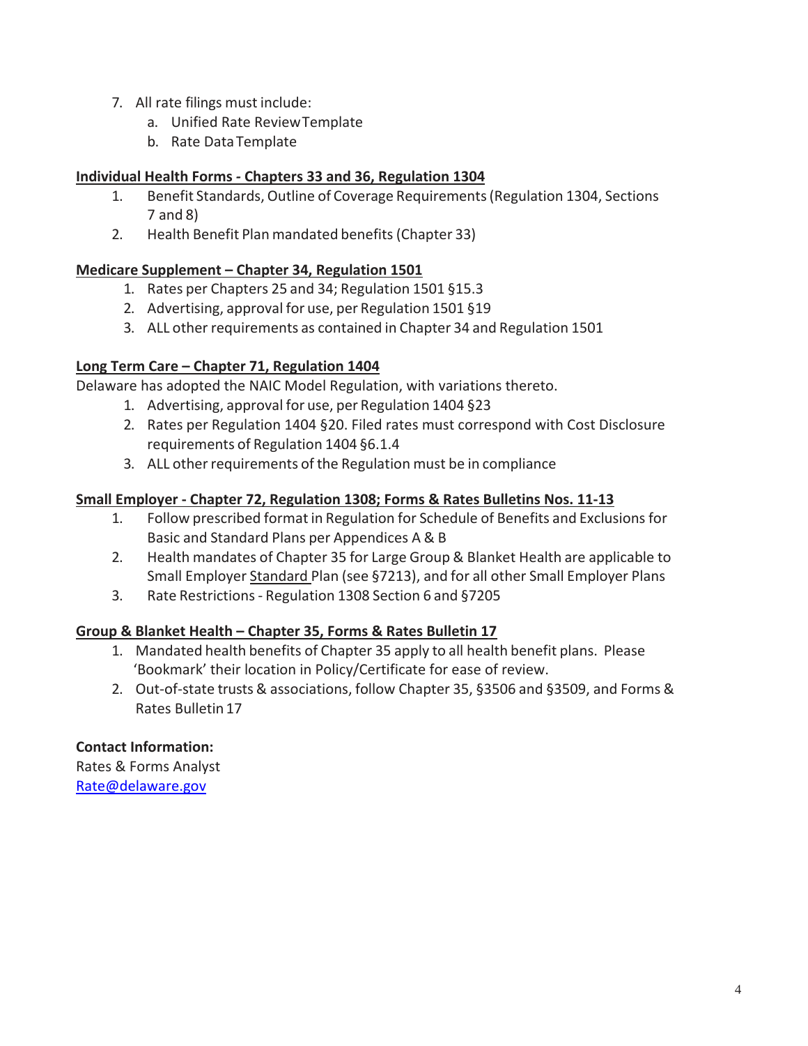7. All rate filings must include:
    a. Unified Rate Review Template
    b. Rate Data Template

**Individual Health Forms - Chapters 33 and 36, Regulation 1304**

1. Benefit Standards, Outline of Coverage Requirements (Regulation 1304, Sections 7 and 8)
2. Health Benefit Plan mandated benefits (Chapter 33)

**Medicare Supplement – Chapter 34, Regulation 1501**

1. Rates per Chapters 25 and 34; Regulation 1501 §15.3
2. Advertising, approval for use, per Regulation 1501 §19
3. ALL other requirements as contained in Chapter 34 and Regulation 1501

**Long Term Care – Chapter 71, Regulation 1404**

Delaware has adopted the NAIC Model Regulation, with variations thereto.

1. Advertising, approval for use, per Regulation 1404 §23
2. Rates per Regulation 1404 §20. Filed rates must correspond with Cost Disclosure requirements of Regulation 1404 §6.1.4
3. ALL other requirements of the Regulation must be in compliance

**Small Employer - Chapter 72, Regulation 1308; Forms & Rates Bulletins Nos. 11-13**

1. Follow prescribed format in Regulation for Schedule of Benefits and Exclusions for Basic and Standard Plans per Appendices A & B
2. Health mandates of Chapter 35 for Large Group & Blanket Health are applicable to Small Employer Standard Plan (see §7213), and for all other Small Employer Plans
3. Rate Restrictions - Regulation 1308 Section 6 and §7205

**Group & Blanket Health – Chapter 35, Forms & Rates Bulletin 17**

1. Mandated health benefits of Chapter 35 apply to all health benefit plans. Please 'Bookmark' their location in Policy/Certificate for ease of review.
2. Out-of-state trusts & associations, follow Chapter 35, §3506 and §3509, and Forms & Rates Bulletin 17

**Contact Information:**

Rates & Forms Analyst
Rate@delaware.gov